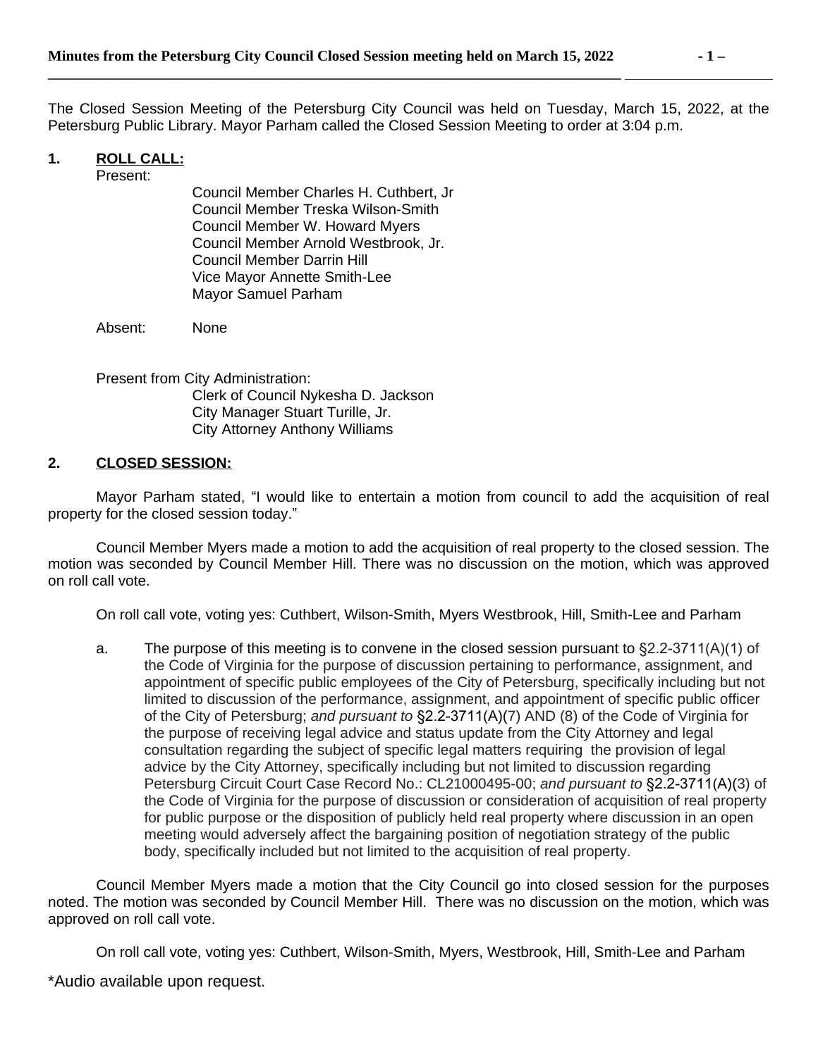The Closed Session Meeting of the Petersburg City Council was held on Tuesday, March 15, 2022, at the Petersburg Public Library. Mayor Parham called the Closed Session Meeting to order at 3:04 p.m.

**1. ROLL CALL:**

Present:

Council Member Charles H. Cuthbert, Jr
Council Member Treska Wilson-Smith
Council Member W. Howard Myers
Council Member Arnold Westbrook, Jr.
Council Member Darrin Hill
Vice Mayor Annette Smith-Lee
Mayor Samuel Parham

Absent: None

Present from City Administration:

Clerk of Council Nykesha D. Jackson
City Manager Stuart Turille, Jr.
City Attorney Anthony Williams

**2. CLOSED SESSION:**

Mayor Parham stated, "I would like to entertain a motion from council to add the acquisition of real property for the closed session today."

Council Member Myers made a motion to add the acquisition of real property to the closed session. The motion was seconded by Council Member Hill. There was no discussion on the motion, which was approved on roll call vote.

On roll call vote, voting yes: Cuthbert, Wilson-Smith, Myers Westbrook, Hill, Smith-Lee and Parham

a. The purpose of this meeting is to convene in the closed session pursuant to §2.2-3711(A)(1) of the Code of Virginia for the purpose of discussion pertaining to performance, assignment, and appointment of specific public employees of the City of Petersburg, specifically including but not limited to discussion of the performance, assignment, and appointment of specific public officer of the City of Petersburg; *and pursuant to* §2.2-3711(A)(7) AND (8) of the Code of Virginia for the purpose of receiving legal advice and status update from the City Attorney and legal consultation regarding the subject of specific legal matters requiring the provision of legal advice by the City Attorney, specifically including but not limited to discussion regarding Petersburg Circuit Court Case Record No.: CL21000495-00; *and pursuant to* §2.2-3711(A)(3) of the Code of Virginia for the purpose of discussion or consideration of acquisition of real property for public purpose or the disposition of publicly held real property where discussion in an open meeting would adversely affect the bargaining position of negotiation strategy of the public body, specifically included but not limited to the acquisition of real property.

Council Member Myers made a motion that the City Council go into closed session for the purposes noted. The motion was seconded by Council Member Hill. There was no discussion on the motion, which was approved on roll call vote.

On roll call vote, voting yes: Cuthbert, Wilson-Smith, Myers, Westbrook, Hill, Smith-Lee and Parham

*Audio available upon request.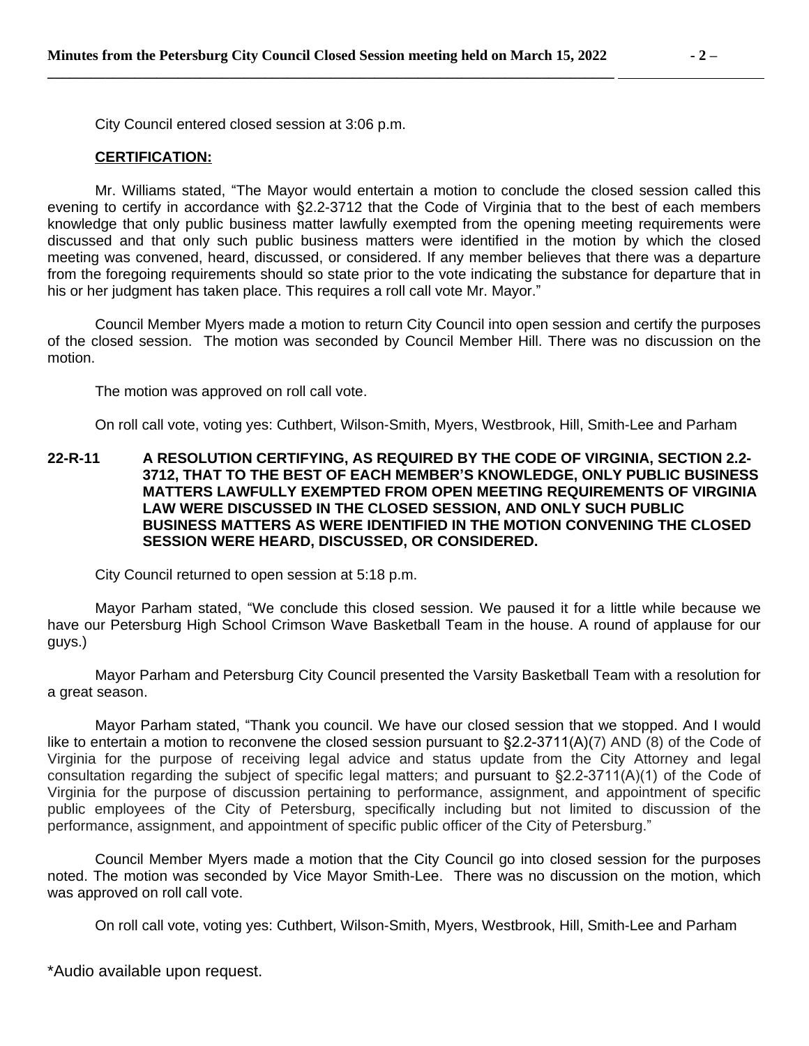City Council entered closed session at 3:06 p.m.

**CERTIFICATION:**

Mr. Williams stated, "The Mayor would entertain a motion to conclude the closed session called this evening to certify in accordance with §2.2-3712 that the Code of Virginia that to the best of each members knowledge that only public business matter lawfully exempted from the opening meeting requirements were discussed and that only such public business matters were identified in the motion by which the closed meeting was convened, heard, discussed, or considered. If any member believes that there was a departure from the foregoing requirements should so state prior to the vote indicating the substance for departure that in his or her judgment has taken place. This requires a roll call vote Mr. Mayor."

Council Member Myers made a motion to return City Council into open session and certify the purposes of the closed session. The motion was seconded by Council Member Hill. There was no discussion on the motion.

The motion was approved on roll call vote.

On roll call vote, voting yes: Cuthbert, Wilson-Smith, Myers, Westbrook, Hill, Smith-Lee and Parham

**22-R-11 A RESOLUTION CERTIFYING, AS REQUIRED BY THE CODE OF VIRGINIA, SECTION 2.2-3712, THAT TO THE BEST OF EACH MEMBER'S KNOWLEDGE, ONLY PUBLIC BUSINESS MATTERS LAWFULLY EXEMPTED FROM OPEN MEETING REQUIREMENTS OF VIRGINIA LAW WERE DISCUSSED IN THE CLOSED SESSION, AND ONLY SUCH PUBLIC BUSINESS MATTERS AS WERE IDENTIFIED IN THE MOTION CONVENING THE CLOSED SESSION WERE HEARD, DISCUSSED, OR CONSIDERED.**

City Council returned to open session at 5:18 p.m.

Mayor Parham stated, "We conclude this closed session. We paused it for a little while because we have our Petersburg High School Crimson Wave Basketball Team in the house. A round of applause for our guys.)

Mayor Parham and Petersburg City Council presented the Varsity Basketball Team with a resolution for a great season.

Mayor Parham stated, "Thank you council. We have our closed session that we stopped. And I would like to entertain a motion to reconvene the closed session pursuant to §2.2-3711(A)(7) AND (8) of the Code of Virginia for the purpose of receiving legal advice and status update from the City Attorney and legal consultation regarding the subject of specific legal matters; and pursuant to §2.2-3711(A)(1) of the Code of Virginia for the purpose of discussion pertaining to performance, assignment, and appointment of specific public employees of the City of Petersburg, specifically including but not limited to discussion of the performance, assignment, and appointment of specific public officer of the City of Petersburg."

Council Member Myers made a motion that the City Council go into closed session for the purposes noted. The motion was seconded by Vice Mayor Smith-Lee. There was no discussion on the motion, which was approved on roll call vote.

On roll call vote, voting yes: Cuthbert, Wilson-Smith, Myers, Westbrook, Hill, Smith-Lee and Parham

*Audio available upon request.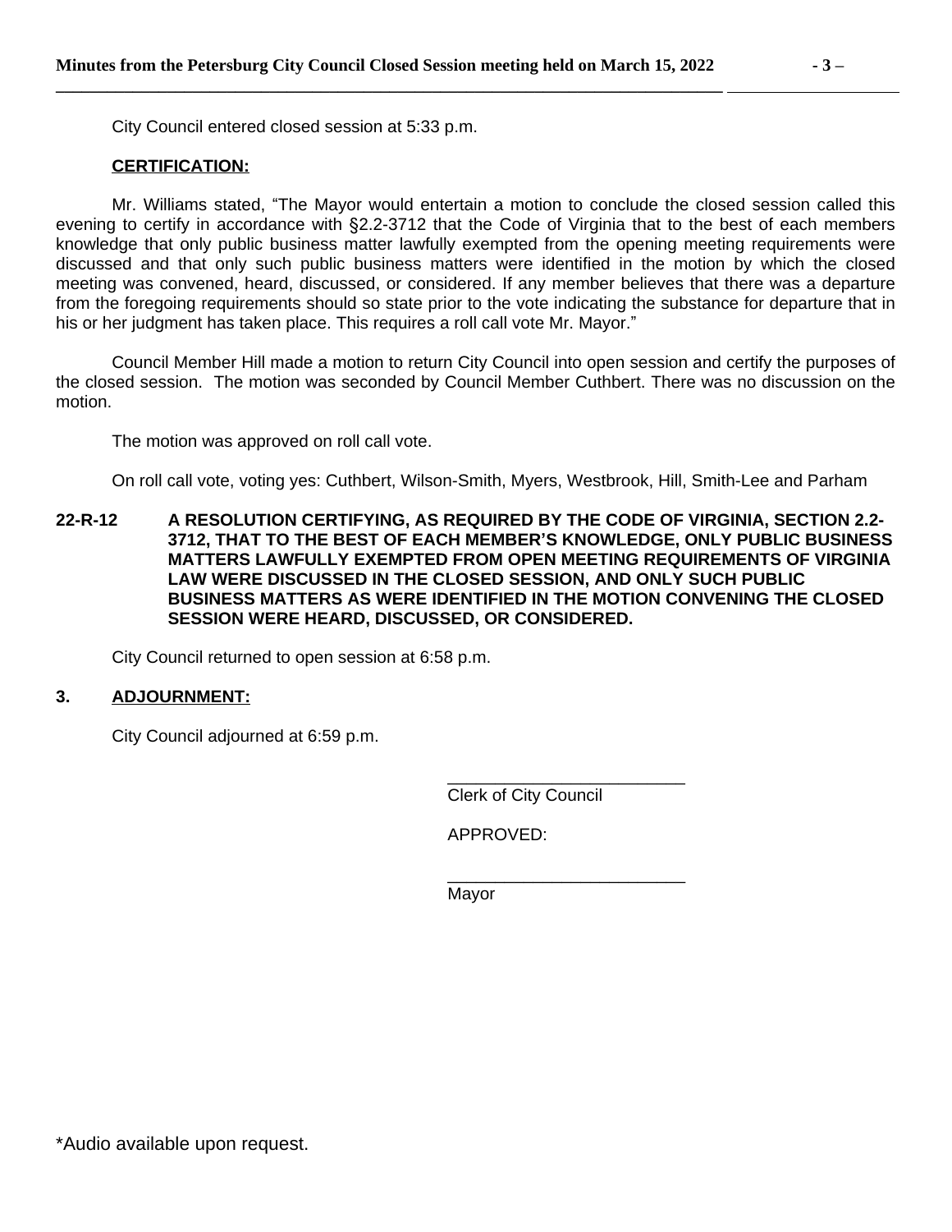City Council entered closed session at 5:33 p.m.

**CERTIFICATION:**

Mr. Williams stated, "The Mayor would entertain a motion to conclude the closed session called this evening to certify in accordance with §2.2-3712 that the Code of Virginia that to the best of each members knowledge that only public business matter lawfully exempted from the opening meeting requirements were discussed and that only such public business matters were identified in the motion by which the closed meeting was convened, heard, discussed, or considered. If any member believes that there was a departure from the foregoing requirements should so state prior to the vote indicating the substance for departure that in his or her judgment has taken place. This requires a roll call vote Mr. Mayor."

Council Member Hill made a motion to return City Council into open session and certify the purposes of the closed session. The motion was seconded by Council Member Cuthbert. There was no discussion on the motion.

The motion was approved on roll call vote.

On roll call vote, voting yes: Cuthbert, Wilson-Smith, Myers, Westbrook, Hill, Smith-Lee and Parham

**22-R-12 A RESOLUTION CERTIFYING, AS REQUIRED BY THE CODE OF VIRGINIA, SECTION 2.2-3712, THAT TO THE BEST OF EACH MEMBER'S KNOWLEDGE, ONLY PUBLIC BUSINESS MATTERS LAWFULLY EXEMPTED FROM OPEN MEETING REQUIREMENTS OF VIRGINIA LAW WERE DISCUSSED IN THE CLOSED SESSION, AND ONLY SUCH PUBLIC BUSINESS MATTERS AS WERE IDENTIFIED IN THE MOTION CONVENING THE CLOSED SESSION WERE HEARD, DISCUSSED, OR CONSIDERED.**

City Council returned to open session at 6:58 p.m.

**3. ADJOURNMENT:**

City Council adjourned at 6:59 p.m.

\_\_\_\_\_\_\_\_\_\_\_\_\_\_\_\_\_\_\_\_\_\_\_\_\_

Clerk of City Council

APPROVED:

\_\_\_\_\_\_\_\_\_\_\_\_\_\_\_\_\_\_\_\_\_\_\_\_\_

Mayor

*Audio available upon request.